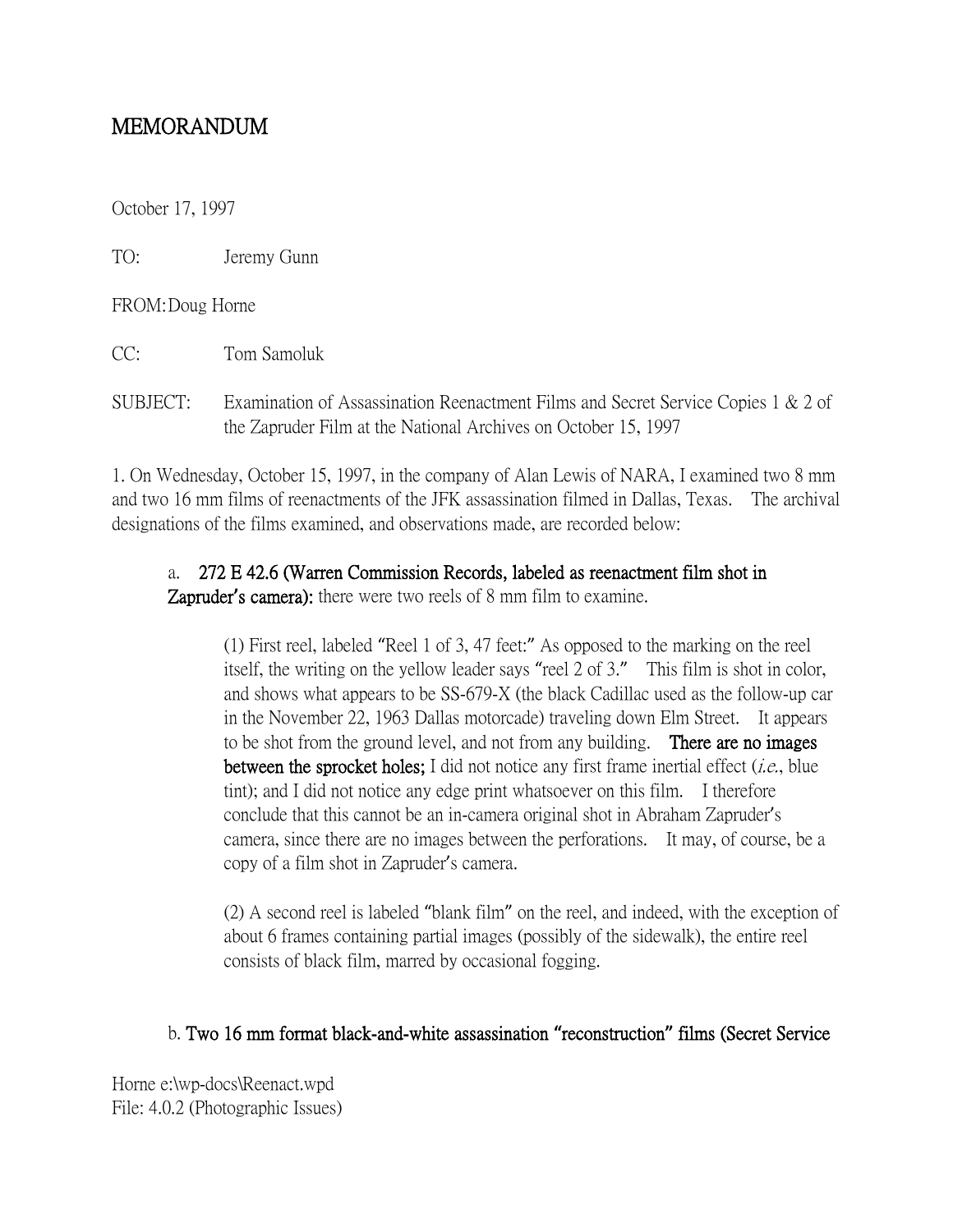**MEMORANDUM**

October 17, 1997

TO: Jeremy Gunn

FROM: Doug Horne

CC: Tom Samoluk

SUBJECT: Examination of Assassination Reenactment Films and Secret Service Copies 1 & 2 of the Zapruder Film at the National Archives on October 15, 1997

1. On Wednesday, October 15, 1997, in the company of Alan Lewis of NARA, I examined two 8 mm and two 16 mm films of reenactments of the JFK assassination filmed in Dallas, Texas. The archival designations of the films examined, and observations made, are recorded below:

a. **272 E 42.6 (Warren Commission Records, labeled as reenactment film shot in Zapruder's camera):** there were two reels of 8 mm film to examine.

(1) First reel, labeled "Reel 1 of 3, 47 feet:" As opposed to the marking on the reel itself, the writing on the yellow leader says "reel 2 of 3." This film is shot in color, and shows what appears to be SS-679-X (the black Cadillac used as the follow-up car in the November 22, 1963 Dallas motorcade) traveling down Elm Street. It appears to be shot from the ground level, and not from any building. **There are no images between the sprocket holes;** I did not notice any first frame inertial effect (*i.e.*, blue tint); and I did not notice any edge print whatsoever on this film. I therefore conclude that this cannot be an in-camera original shot in Abraham Zapruder's camera, since there are no images between the perforations. It may, of course, be a copy of a film shot in Zapruder's camera.

(2) A second reel is labeled "blank film" on the reel, and indeed, with the exception of about 6 frames containing partial images (possibly of the sidewalk), the entire reel consists of black film, marred by occasional fogging.

b. **Two 16 mm format black-and-white assassination "reconstruction" films (Secret Service**

Horne e:\wp-docs\Reenact.wpd
File: 4.0.2 (Photographic Issues)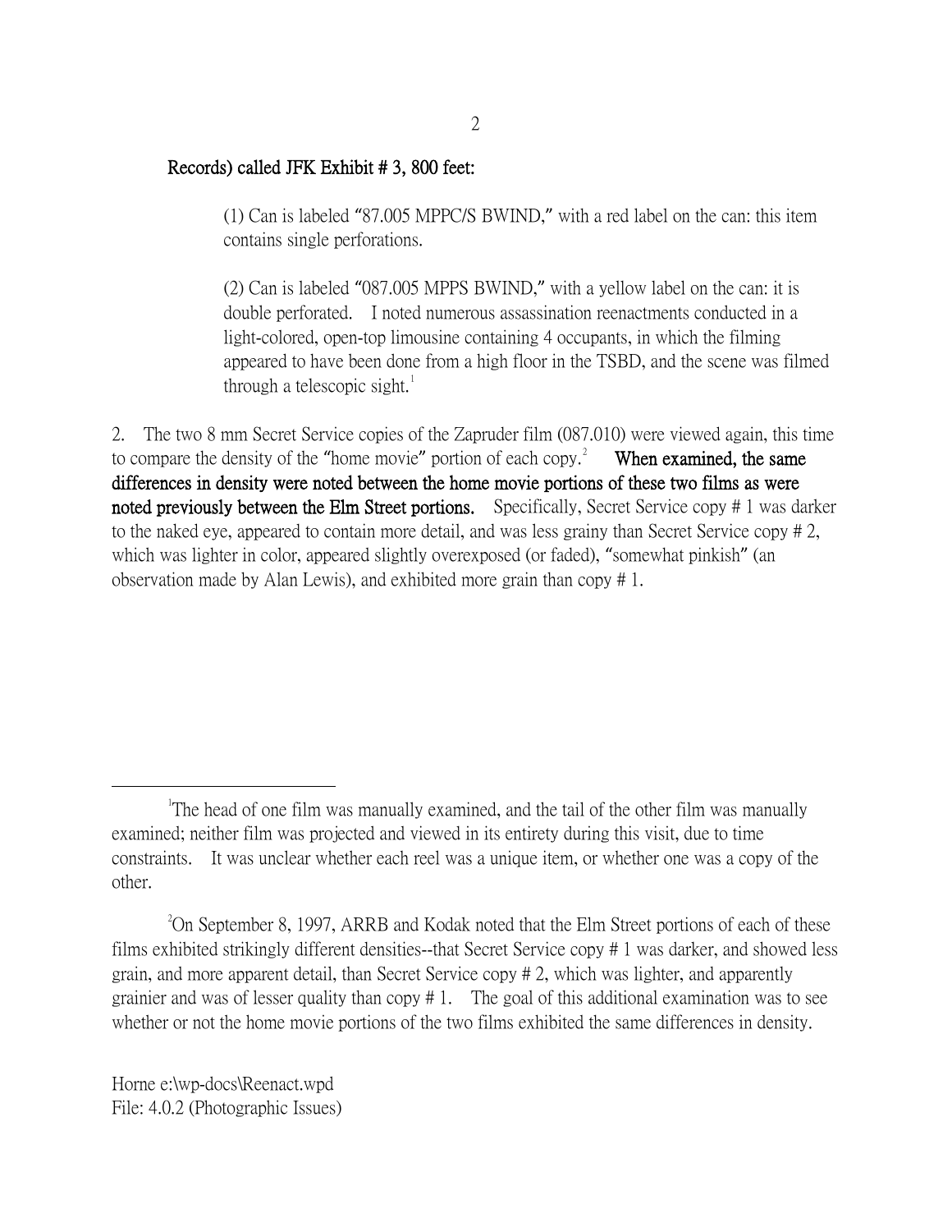**Records) called JFK Exhibit # 3, 800 feet:**

> (1) Can is labeled "87.005 MPPC/S BWIND," with a red label on the can: this item contains single perforations.
>
> (2) Can is labeled "087.005 MPPS BWIND," with a yellow label on the can: it is double perforated. I noted numerous assassination reenactments conducted in a light-colored, open-top limousine containing 4 occupants, in which the filming appeared to have been done from a high floor in the TSBD, and the scene was filmed through a telescopic sight.[1]

2. The two 8 mm Secret Service copies of the Zapruder film (087.010) were viewed again, this time to compare the density of the "home movie" portion of each copy.[2] **When examined, the same differences in density were noted between the home movie portions of these two films as were noted previously between the Elm Street portions.** Specifically, Secret Service copy # 1 was darker to the naked eye, appeared to contain more detail, and was less grainy than Secret Service copy # 2, which was lighter in color, appeared slightly overexposed (or faded), "somewhat pinkish" (an observation made by Alan Lewis), and exhibited more grain than copy # 1.

---

[1] The head of one film was manually examined, and the tail of the other film was manually examined; neither film was projected and viewed in its entirety during this visit, due to time constraints. It was unclear whether each reel was a unique item, or whether one was a copy of the other.

[2] On September 8, 1997, ARRB and Kodak noted that the Elm Street portions of each of these films exhibited strikingly different densities--that Secret Service copy # 1 was darker, and showed less grain, and more apparent detail, than Secret Service copy # 2, which was lighter, and apparently grainier and was of lesser quality than copy # 1. The goal of this additional examination was to see whether or not the home movie portions of the two films exhibited the same differences in density.

Horne e:\wp-docs\Reenact.wpd
File: 4.0.2 (Photographic Issues)